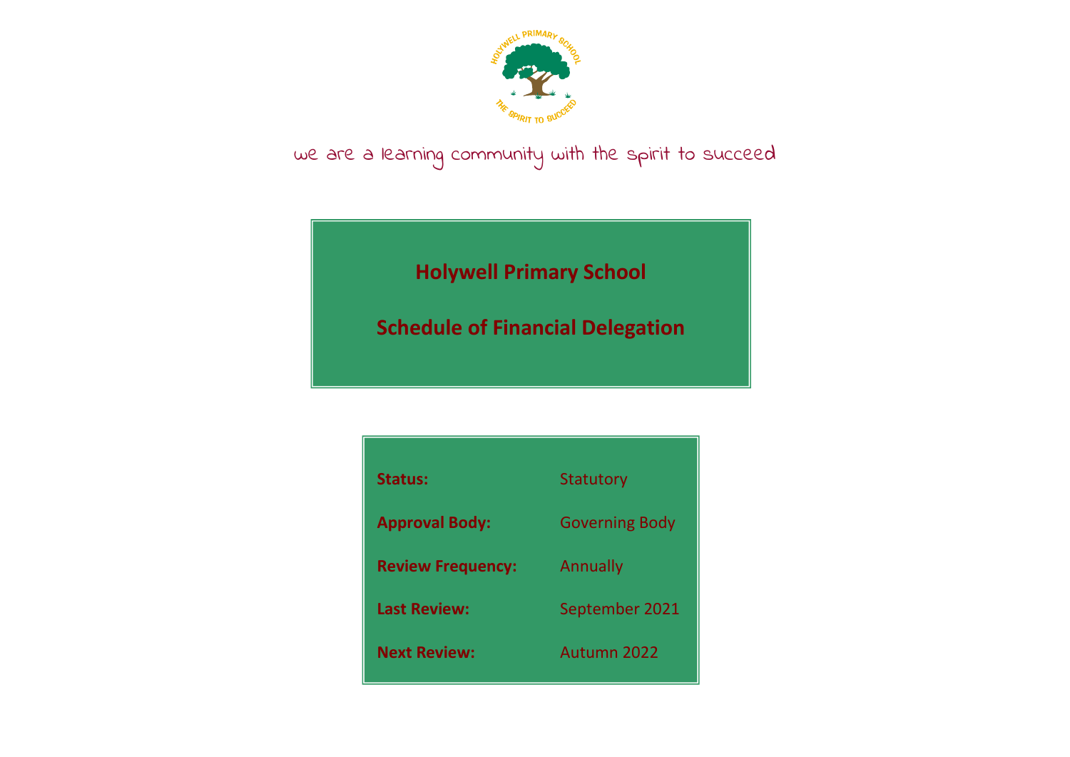we are a learning community with the spirit to succeed

# Holywell Primary School

# Schedule of Financial Delegation

| | |
|---|---|
| **Status:** | Statutory |
| **Approval Body:** | Governing Body |
| **Review Frequency:** | Annually |
| **Last Review:** | September 2021 |
| **Next Review:** | Autumn 2022 |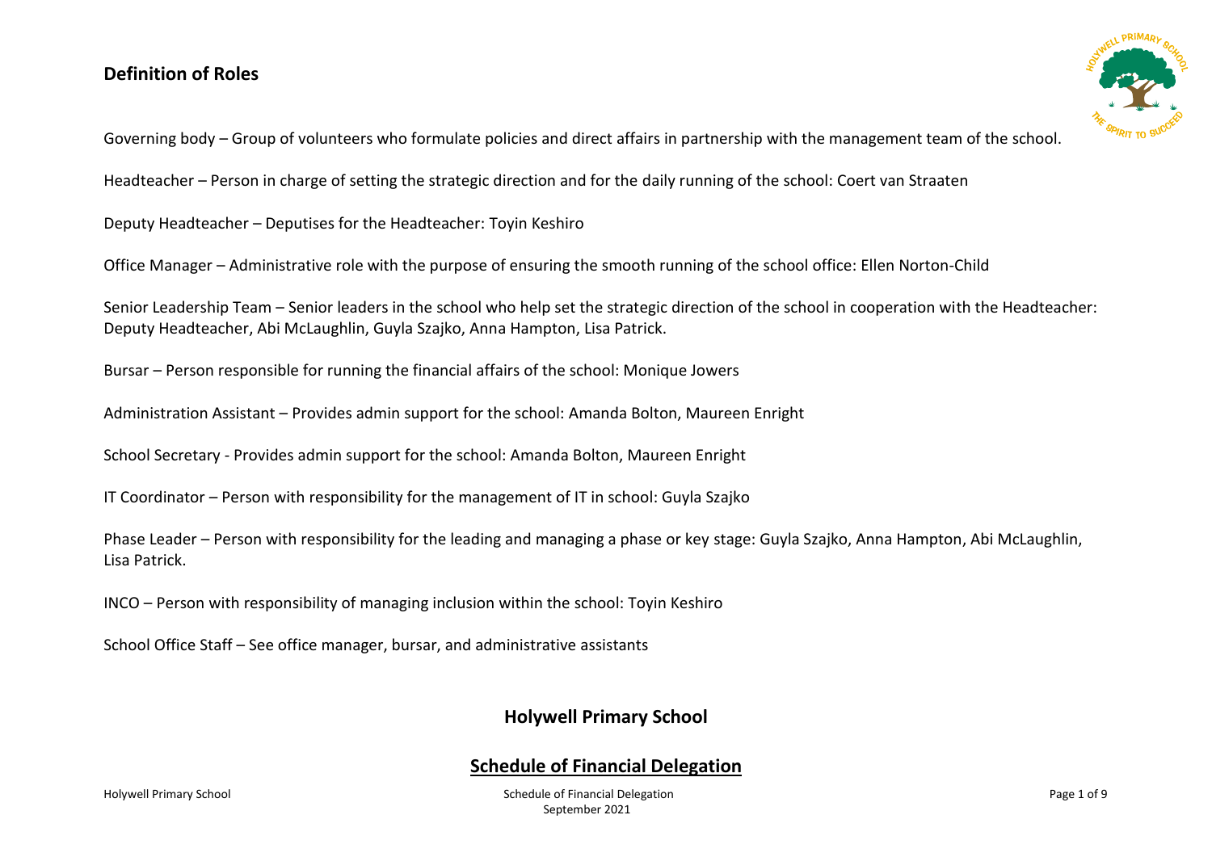## Definition of Roles

Governing body – Group of volunteers who formulate policies and direct affairs in partnership with the management team of the school.

Headteacher – Person in charge of setting the strategic direction and for the daily running of the school: Coert van Straaten

Deputy Headteacher – Deputises for the Headteacher: Toyin Keshiro

Office Manager – Administrative role with the purpose of ensuring the smooth running of the school office: Ellen Norton-Child

Senior Leadership Team – Senior leaders in the school who help set the strategic direction of the school in cooperation with the Headteacher: Deputy Headteacher, Abi McLaughlin, Guyla Szajko, Anna Hampton, Lisa Patrick.

Bursar – Person responsible for running the financial affairs of the school: Monique Jowers

Administration Assistant – Provides admin support for the school: Amanda Bolton, Maureen Enright

School Secretary - Provides admin support for the school: Amanda Bolton, Maureen Enright

IT Coordinator – Person with responsibility for the management of IT in school: Guyla Szajko

Phase Leader – Person with responsibility for the leading and managing a phase or key stage: Guyla Szajko, Anna Hampton, Abi McLaughlin, Lisa Patrick.

INCO – Person with responsibility of managing inclusion within the school: Toyin Keshiro

School Office Staff – See office manager, bursar, and administrative assistants

## Holywell Primary School

## Schedule of Financial Delegation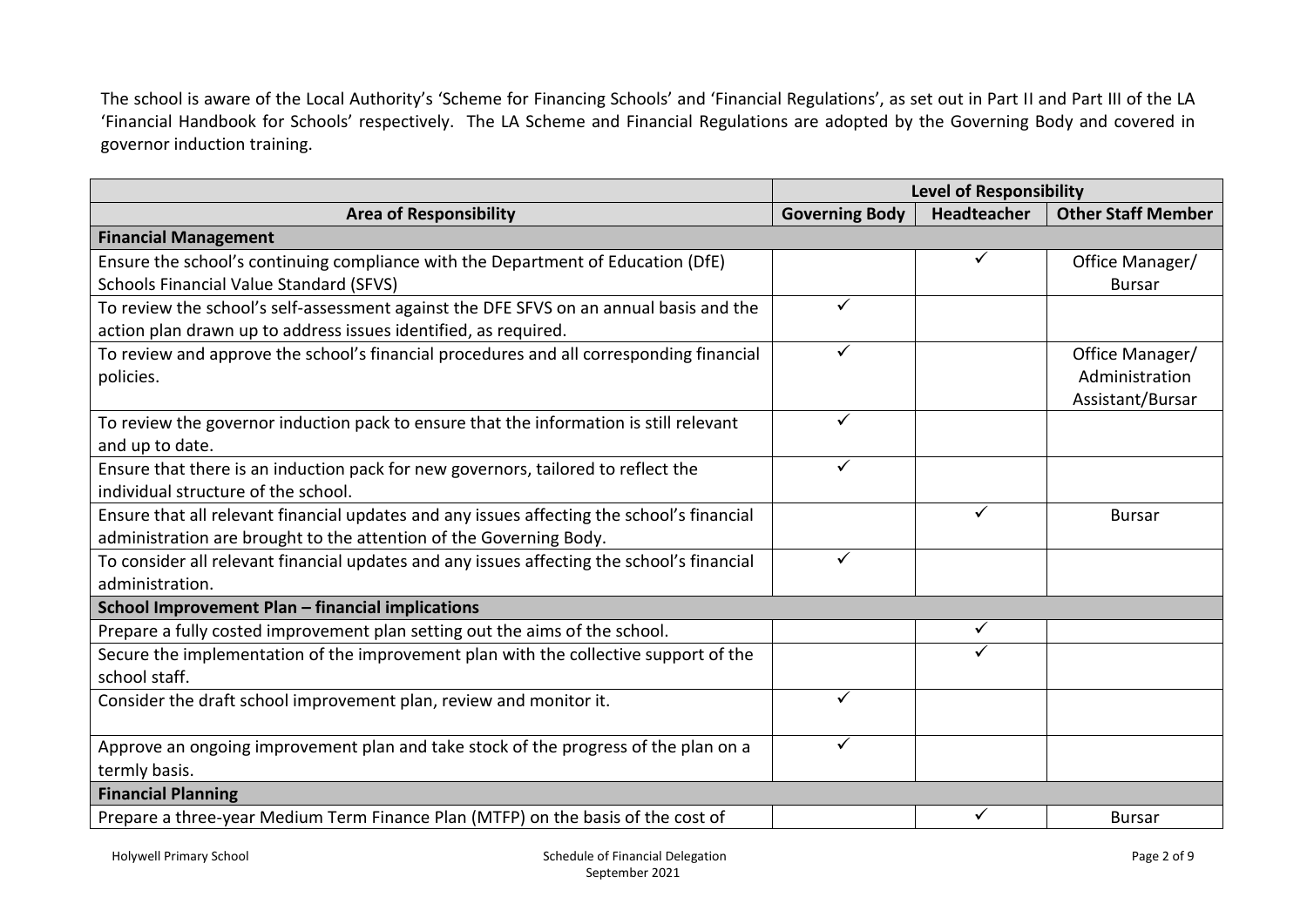The school is aware of the Local Authority's 'Scheme for Financing Schools' and 'Financial Regulations', as set out in Part II and Part III of the LA 'Financial Handbook for Schools' respectively. The LA Scheme and Financial Regulations are adopted by the Governing Body and covered in governor induction training.

| | Level of Responsibility | | |
|---|---|---|---|
| **Area of Responsibility** | **Governing Body** | **Headteacher** | **Other Staff Member** |
| **Financial Management** | | | |
| Ensure the school's continuing compliance with the Department of Education (DfE) Schools Financial Value Standard (SFVS) | | ✓ | Office Manager/ Bursar |
| To review the school's self-assessment against the DFE SFVS on an annual basis and the action plan drawn up to address issues identified, as required. | ✓ | | |
| To review and approve the school's financial procedures and all corresponding financial policies. | ✓ | | Office Manager/ Administration Assistant/Bursar |
| To review the governor induction pack to ensure that the information is still relevant and up to date. | ✓ | | |
| Ensure that there is an induction pack for new governors, tailored to reflect the individual structure of the school. | ✓ | | |
| Ensure that all relevant financial updates and any issues affecting the school's financial administration are brought to the attention of the Governing Body. | | ✓ | Bursar |
| To consider all relevant financial updates and any issues affecting the school's financial administration. | ✓ | | |
| **School Improvement Plan – financial implications** | | | |
| Prepare a fully costed improvement plan setting out the aims of the school. | | ✓ | |
| Secure the implementation of the improvement plan with the collective support of the school staff. | | ✓ | |
| Consider the draft school improvement plan, review and monitor it. | ✓ | | |
| Approve an ongoing improvement plan and take stock of the progress of the plan on a termly basis. | ✓ | | |
| **Financial Planning** | | | |
| Prepare a three-year Medium Term Finance Plan (MTFP) on the basis of the cost of | | ✓ | Bursar |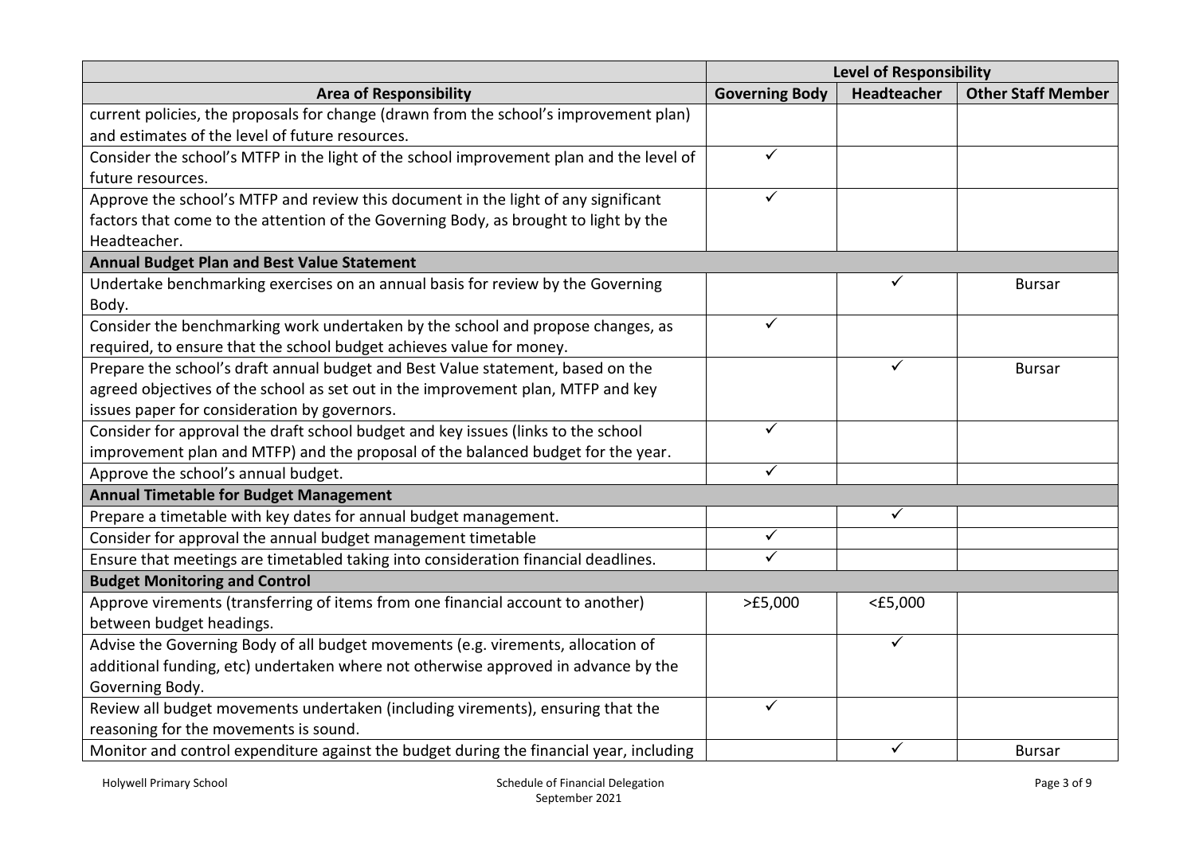| Area of Responsibility | Level of Responsibility | | |
|---|---|---|---|
| | **Governing Body** | **Headteacher** | **Other Staff Member** |
| current policies, the proposals for change (drawn from the school's improvement plan) and estimates of the level of future resources. | | | |
| Consider the school's MTFP in the light of the school improvement plan and the level of future resources. | ✓ | | |
| Approve the school's MTFP and review this document in the light of any significant factors that come to the attention of the Governing Body, as brought to light by the Headteacher. | ✓ | | |
| **Annual Budget Plan and Best Value Statement** | | | |
| Undertake benchmarking exercises on an annual basis for review by the Governing Body. | | ✓ | Bursar |
| Consider the benchmarking work undertaken by the school and propose changes, as required, to ensure that the school budget achieves value for money. | ✓ | | |
| Prepare the school's draft annual budget and Best Value statement, based on the agreed objectives of the school as set out in the improvement plan, MTFP and key issues paper for consideration by governors. | | ✓ | Bursar |
| Consider for approval the draft school budget and key issues (links to the school improvement plan and MTFP) and the proposal of the balanced budget for the year. | ✓ | | |
| Approve the school's annual budget. | ✓ | | |
| **Annual Timetable for Budget Management** | | | |
| Prepare a timetable with key dates for annual budget management. | | ✓ | |
| Consider for approval the annual budget management timetable | ✓ | | |
| Ensure that meetings are timetabled taking into consideration financial deadlines. | ✓ | | |
| **Budget Monitoring and Control** | | | |
| Approve virements (transferring of items from one financial account to another) between budget headings. | >£5,000 | <£5,000 | |
| Advise the Governing Body of all budget movements (e.g. virements, allocation of additional funding, etc) undertaken where not otherwise approved in advance by the Governing Body. | | ✓ | |
| Review all budget movements undertaken (including virements), ensuring that the reasoning for the movements is sound. | ✓ | | |
| Monitor and control expenditure against the budget during the financial year, including | | ✓ | Bursar |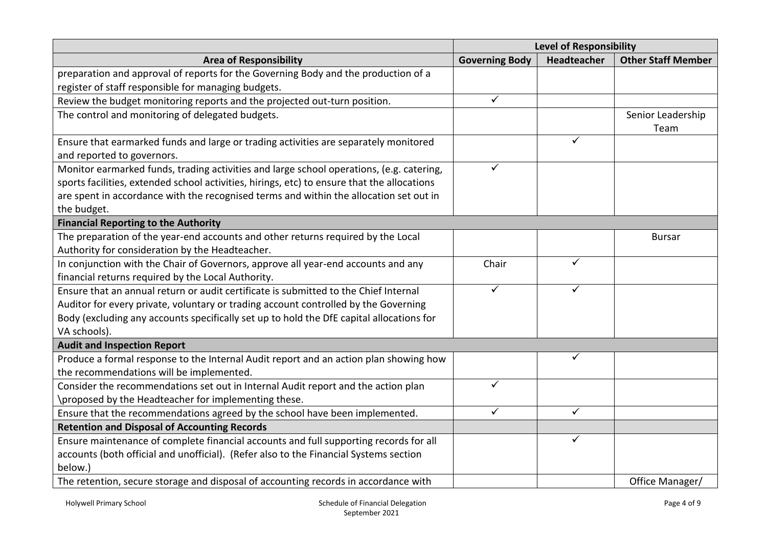| Area of Responsibility | Level of Responsibility | | |
|---|---|---|---|
| | **Governing Body** | **Headteacher** | **Other Staff Member** |
| preparation and approval of reports for the Governing Body and the production of a register of staff responsible for managing budgets. | | | |
| Review the budget monitoring reports and the projected out-turn position. | ✓ | | |
| The control and monitoring of delegated budgets. | | | Senior Leadership Team |
| Ensure that earmarked funds and large or trading activities are separately monitored and reported to governors. | | ✓ | |
| Monitor earmarked funds, trading activities and large school operations, (e.g. catering, sports facilities, extended school activities, hirings, etc) to ensure that the allocations are spent in accordance with the recognised terms and within the allocation set out in the budget. | ✓ | | |
| **Financial Reporting to the Authority** | | | |
| The preparation of the year-end accounts and other returns required by the Local Authority for consideration by the Headteacher. | | | Bursar |
| In conjunction with the Chair of Governors, approve all year-end accounts and any financial returns required by the Local Authority. | Chair | ✓ | |
| Ensure that an annual return or audit certificate is submitted to the Chief Internal Auditor for every private, voluntary or trading account controlled by the Governing Body (excluding any accounts specifically set up to hold the DfE capital allocations for VA schools). | ✓ | ✓ | |
| **Audit and Inspection Report** | | | |
| Produce a formal response to the Internal Audit report and an action plan showing how the recommendations will be implemented. | | ✓ | |
| Consider the recommendations set out in Internal Audit report and the action plan \proposed by the Headteacher for implementing these. | ✓ | | |
| Ensure that the recommendations agreed by the school have been implemented. | ✓ | ✓ | |
| **Retention and Disposal of Accounting Records** | | | |
| Ensure maintenance of complete financial accounts and full supporting records for all accounts (both official and unofficial). (Refer also to the Financial Systems section below.) | | ✓ | |
| The retention, secure storage and disposal of accounting records in accordance with | | | Office Manager/ |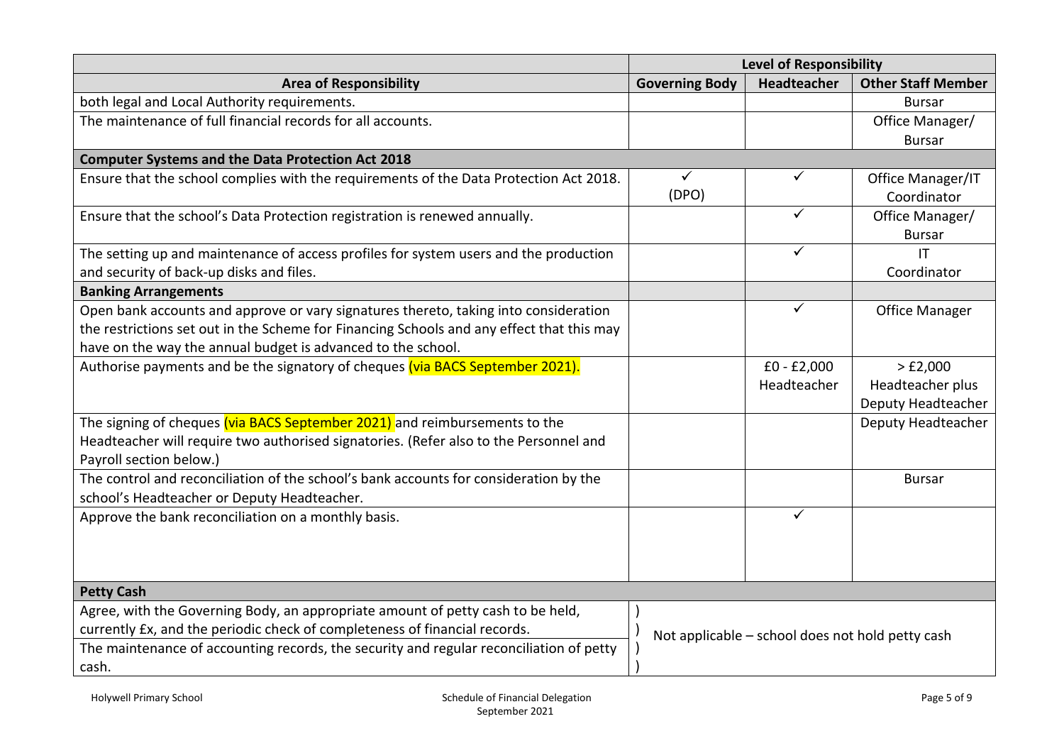| Area of Responsibility | Level of Responsibility | | |
|---|---|---|---|
| | **Governing Body** | **Headteacher** | **Other Staff Member** |
| both legal and Local Authority requirements. | | | Bursar |
| The maintenance of full financial records for all accounts. | | | Office Manager/ Bursar |
| **Computer Systems and the Data Protection Act 2018** | | | |
| Ensure that the school complies with the requirements of the Data Protection Act 2018. | ✓ (DPO) | ✓ | Office Manager/IT Coordinator |
| Ensure that the school's Data Protection registration is renewed annually. | | ✓ | Office Manager/ Bursar |
| The setting up and maintenance of access profiles for system users and the production and security of back-up disks and files. | | ✓ | IT Coordinator |
| **Banking Arrangements** | | | |
| Open bank accounts and approve or vary signatures thereto, taking into consideration the restrictions set out in the Scheme for Financing Schools and any effect that this may have on the way the annual budget is advanced to the school. | | ✓ | Office Manager |
| Authorise payments and be the signatory of cheques (via BACS September 2021). | | £0 - £2,000 Headteacher | > £2,000 Headteacher plus Deputy Headteacher |
| The signing of cheques (via BACS September 2021) and reimbursements to the Headteacher will require two authorised signatories. (Refer also to the Personnel and Payroll section below.) | | | Deputy Headteacher |
| The control and reconciliation of the school's bank accounts for consideration by the school's Headteacher or Deputy Headteacher. | | | Bursar |
| Approve the bank reconciliation on a monthly basis. | | ✓ | |
| **Petty Cash** | | | |
| Agree, with the Governing Body, an appropriate amount of petty cash to be held, currently £x, and the periodic check of completeness of financial records. | Not applicable – school does not hold petty cash | | |
| The maintenance of accounting records, the security and regular reconciliation of petty cash. | Not applicable – school does not hold petty cash | | |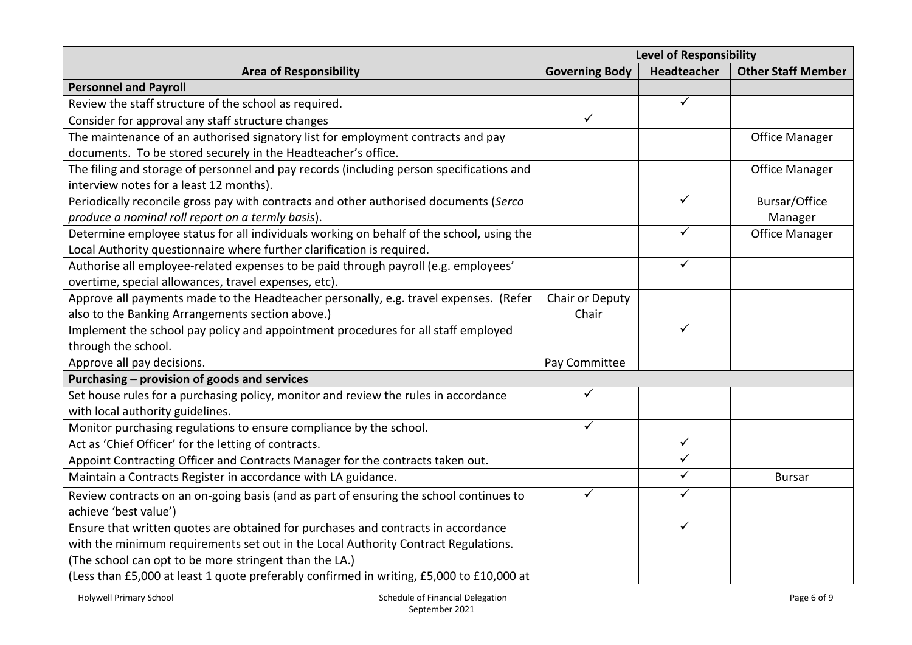| | Level of Responsibility | | |
|---|---|---|---|
| **Area of Responsibility** | **Governing Body** | **Headteacher** | **Other Staff Member** |
| **Personnel and Payroll** | | | |
| Review the staff structure of the school as required. | | ✓ | |
| Consider for approval any staff structure changes | ✓ | | |
| The maintenance of an authorised signatory list for employment contracts and pay documents. To be stored securely in the Headteacher's office. | | | Office Manager |
| The filing and storage of personnel and pay records (including person specifications and interview notes for a least 12 months). | | | Office Manager |
| Periodically reconcile gross pay with contracts and other authorised documents (*Serco produce a nominal roll report on a termly basis*). | | ✓ | Bursar/Office Manager |
| Determine employee status for all individuals working on behalf of the school, using the Local Authority questionnaire where further clarification is required. | | ✓ | Office Manager |
| Authorise all employee-related expenses to be paid through payroll (e.g. employees' overtime, special allowances, travel expenses, etc). | | ✓ | |
| Approve all payments made to the Headteacher personally, e.g. travel expenses. (Refer also to the Banking Arrangements section above.) | Chair or Deputy Chair | | |
| Implement the school pay policy and appointment procedures for all staff employed through the school. | | ✓ | |
| Approve all pay decisions. | Pay Committee | | |
| **Purchasing – provision of goods and services** | | | |
| Set house rules for a purchasing policy, monitor and review the rules in accordance with local authority guidelines. | ✓ | | |
| Monitor purchasing regulations to ensure compliance by the school. | ✓ | | |
| Act as 'Chief Officer' for the letting of contracts. | | ✓ | |
| Appoint Contracting Officer and Contracts Manager for the contracts taken out. | | ✓ | |
| Maintain a Contracts Register in accordance with LA guidance. | | ✓ | Bursar |
| Review contracts on an on-going basis (and as part of ensuring the school continues to achieve 'best value') | ✓ | ✓ | |
| Ensure that written quotes are obtained for purchases and contracts in accordance with the minimum requirements set out in the Local Authority Contract Regulations. (The school can opt to be more stringent than the LA.) (Less than £5,000 at least 1 quote preferably confirmed in writing, £5,000 to £10,000 at | | ✓ | |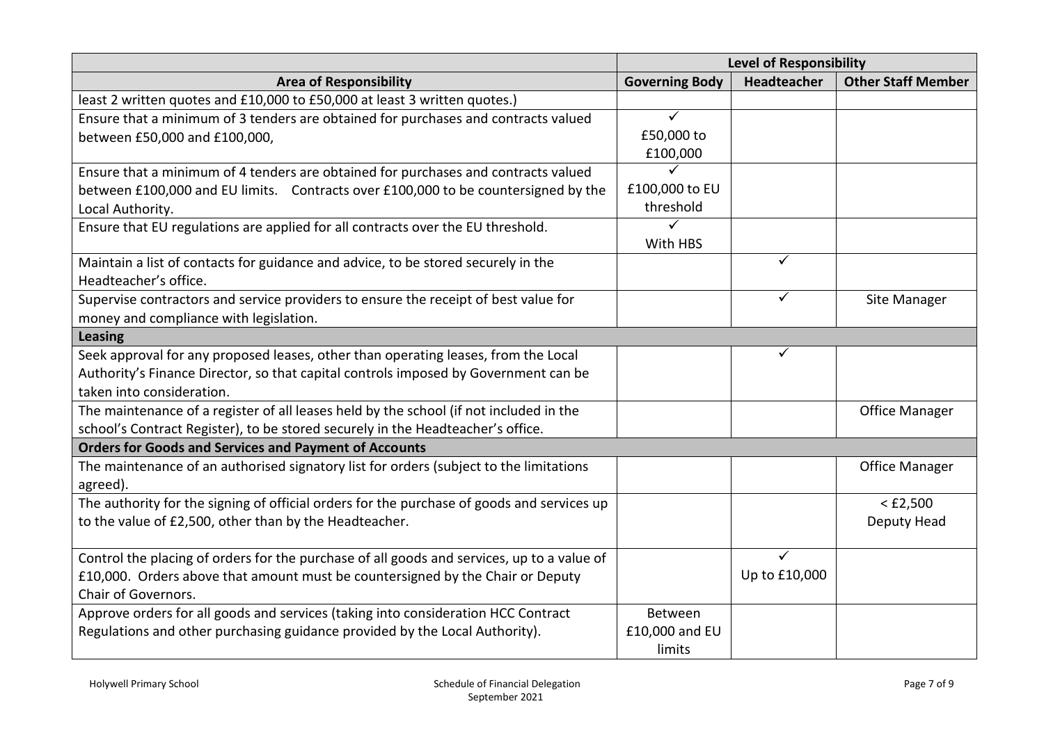| | Level of Responsibility | | |
|---|---|---|---|
| **Area of Responsibility** | **Governing Body** | **Headteacher** | **Other Staff Member** |
| least 2 written quotes and £10,000 to £50,000 at least 3 written quotes.) | | | |
| Ensure that a minimum of 3 tenders are obtained for purchases and contracts valued between £50,000 and £100,000, | ✓ £50,000 to £100,000 | | |
| Ensure that a minimum of 4 tenders are obtained for purchases and contracts valued between £100,000 and EU limits. Contracts over £100,000 to be countersigned by the Local Authority. | ✓ £100,000 to EU threshold | | |
| Ensure that EU regulations are applied for all contracts over the EU threshold. | ✓ With HBS | | |
| Maintain a list of contacts for guidance and advice, to be stored securely in the Headteacher's office. | | ✓ | |
| Supervise contractors and service providers to ensure the receipt of best value for money and compliance with legislation. | | ✓ | Site Manager |
| **Leasing** | | | |
| Seek approval for any proposed leases, other than operating leases, from the Local Authority's Finance Director, so that capital controls imposed by Government can be taken into consideration. | | ✓ | |
| The maintenance of a register of all leases held by the school (if not included in the school's Contract Register), to be stored securely in the Headteacher's office. | | | Office Manager |
| **Orders for Goods and Services and Payment of Accounts** | | | |
| The maintenance of an authorised signatory list for orders (subject to the limitations agreed). | | | Office Manager |
| The authority for the signing of official orders for the purchase of goods and services up to the value of £2,500, other than by the Headteacher. | | | < £2,500 Deputy Head |
| Control the placing of orders for the purchase of all goods and services, up to a value of £10,000. Orders above that amount must be countersigned by the Chair or Deputy Chair of Governors. | | ✓ Up to £10,000 | |
| Approve orders for all goods and services (taking into consideration HCC Contract Regulations and other purchasing guidance provided by the Local Authority). | Between £10,000 and EU limits | | |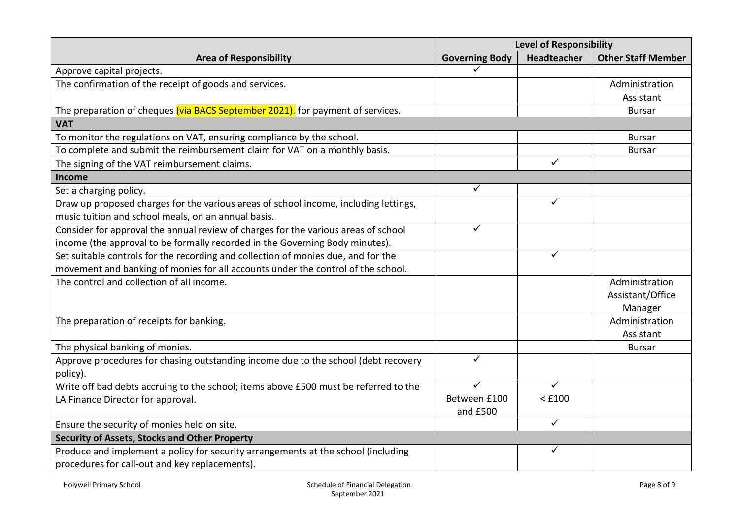| Area of Responsibility | Level of Responsibility | | |
|---|---|---|---|
| | Governing Body | Headteacher | Other Staff Member |
| Approve capital projects. | ✓ | | |
| The confirmation of the receipt of goods and services. | | | Administration Assistant |
| The preparation of cheques (via BACS September 2021). for payment of services. | | | Bursar |
| **VAT** | | | |
| To monitor the regulations on VAT, ensuring compliance by the school. | | | Bursar |
| To complete and submit the reimbursement claim for VAT on a monthly basis. | | | Bursar |
| The signing of the VAT reimbursement claims. | | ✓ | |
| **Income** | | | |
| Set a charging policy. | ✓ | | |
| Draw up proposed charges for the various areas of school income, including lettings, music tuition and school meals, on an annual basis. | | ✓ | |
| Consider for approval the annual review of charges for the various areas of school income (the approval to be formally recorded in the Governing Body minutes). | ✓ | | |
| Set suitable controls for the recording and collection of monies due, and for the movement and banking of monies for all accounts under the control of the school. | | ✓ | |
| The control and collection of all income. | | | Administration Assistant/Office Manager |
| The preparation of receipts for banking. | | | Administration Assistant |
| The physical banking of monies. | | | Bursar |
| Approve procedures for chasing outstanding income due to the school (debt recovery policy). | ✓ | | |
| Write off bad debts accruing to the school; items above £500 must be referred to the LA Finance Director for approval. | ✓ Between £100 and £500 | ✓ < £100 | |
| Ensure the security of monies held on site. | | ✓ | |
| **Security of Assets, Stocks and Other Property** | | | |
| Produce and implement a policy for security arrangements at the school (including procedures for call-out and key replacements). | | ✓ | |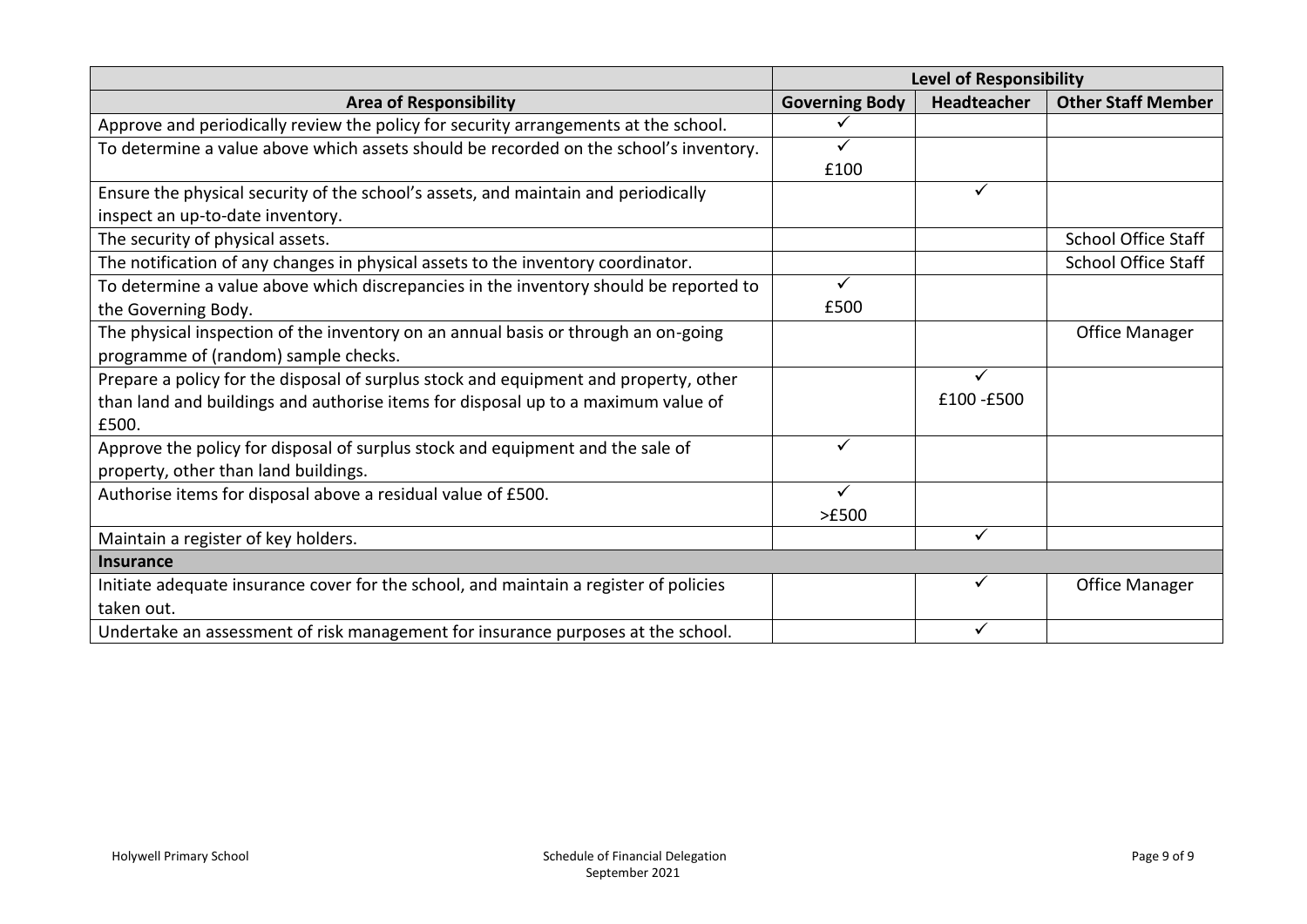| | Level of Responsibility | | |
|---|---|---|---|
| **Area of Responsibility** | **Governing Body** | **Headteacher** | **Other Staff Member** |
| Approve and periodically review the policy for security arrangements at the school. | ✓ | | |
| To determine a value above which assets should be recorded on the school's inventory. | ✓ £100 | | |
| Ensure the physical security of the school's assets, and maintain and periodically inspect an up-to-date inventory. | | ✓ | |
| The security of physical assets. | | | School Office Staff |
| The notification of any changes in physical assets to the inventory coordinator. | | | School Office Staff |
| To determine a value above which discrepancies in the inventory should be reported to the Governing Body. | ✓ £500 | | |
| The physical inspection of the inventory on an annual basis or through an on-going programme of (random) sample checks. | | | Office Manager |
| Prepare a policy for the disposal of surplus stock and equipment and property, other than land and buildings and authorise items for disposal up to a maximum value of £500. | | ✓ £100 -£500 | |
| Approve the policy for disposal of surplus stock and equipment and the sale of property, other than land buildings. | ✓ | | |
| Authorise items for disposal above a residual value of £500. | ✓ >£500 | | |
| Maintain a register of key holders. | | ✓ | |
| **Insurance** | | | |
| Initiate adequate insurance cover for the school, and maintain a register of policies taken out. | | ✓ | Office Manager |
| Undertake an assessment of risk management for insurance purposes at the school. | | ✓ | |